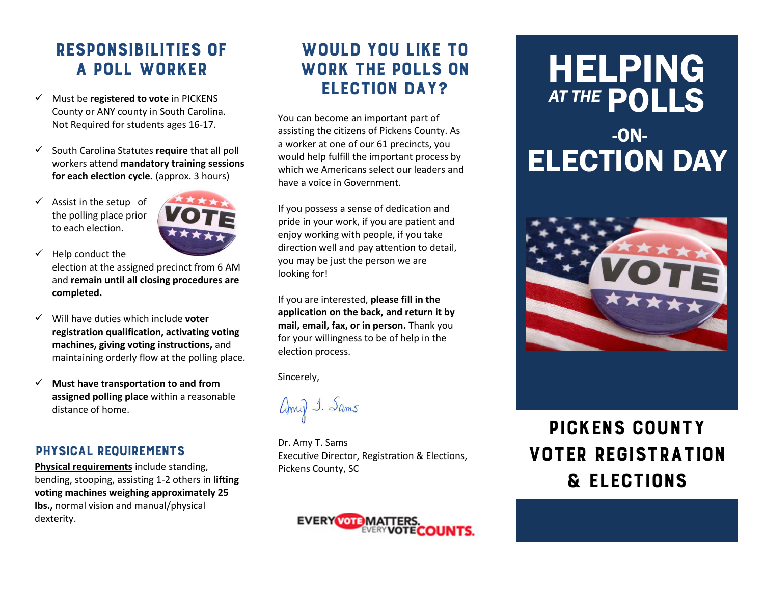## RESPONSIBILITIES OF A POLL WORKER

- Must be **registered to vote** in PICKENS County or ANY county in South Carolina. Not Required for students ages 16-17.
- South Carolina Statutes **require** that all poll workers attend **mandatory training sessions for each election cycle.** (approx. 3 hours)
- Assist in the setup of the polling place prior to each election.
- Help conduct the election at the assigned precinct from 6 AM and **remain until all closing procedures are completed.**
- Will have duties which include **voter registration qualification, activating voting machines, giving voting instructions,** and maintaining orderly flow at the polling place.
- **Must have transportation to and from assigned polling place** within a reasonable distance of home.

### PHYSICAL REQUIREMENTS

**Physical requirements** include standing, bending, stooping, assisting 1-2 others in **lifting voting machines weighing approximately 25 lbs.,** normal vision and manual/physical dexterity.

## WOULD YOU LIKE TO WORK THE POLLS ON ELECTION DAY?

You can become an important part of assisting the citizens of Pickens County. As a worker at one of our 61 precincts, you would help fulfill the important process by which we Americans select our leaders and have a voice in Government.

If you possess a sense of dedication and pride in your work, if you are patient and enjoy working with people, if you take direction well and pay attention to detail, you may be just the person we are looking for!

If you are interested, **please fill in the application on the back, and return it by mail, email, fax, or in person.** Thank you for your willingness to be of help in the election process.

Sincerely,

Amy T. Sams

Dr. Amy T. Sams
Executive Director, Registration & Elections,
Pickens County, SC

EVERY VOTE MATTERS. EVERY VOTE COUNTS.

# HELPING *AT THE* POLLS -ON- ELECTION DAY

## PICKENS COUNTY VOTER REGISTRATION & ELECTIONS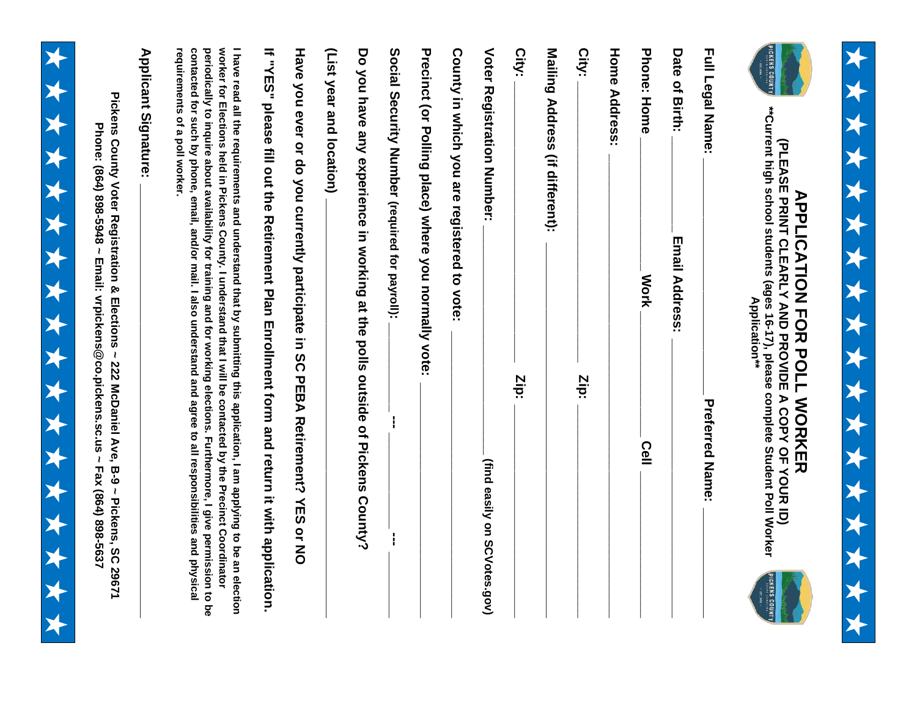# APPLICATION FOR POLL WORKER

**(PLEASE PRINT CLEARLY AND PROVIDE A COPY OF YOUR ID)**

**Current high school students (ages 16-17), please complete Student Poll Worker Application**

**Full Legal Name:** ____________________ **Preferred Name:** ____________________

**Date of Birth:** ____________________ **Email Address:** ____________________

**Phone: Home** ____________ **Work** ____________ **Cell** ____________

**Home Address:** ____________________

**City:** ____________________ **Zip:** ____________________

**Mailing Address (if different):** ____________________

**City:** ____________________ **Zip:** ____________________

**Voter Registration Number:** ____________________ **(find easily on SCVotes.gov)**

**County in which you are registered to vote:** ____________________

**Precinct (or Polling place) where you normally vote:** ____________________

**Social Security Number** (required for payroll): ______ - ______ - ______

**Do you have any experience in working at the polls outside of Pickens County?**

**(List year and location)** ____________________

**Have you ever or do you currently participate in SC PEBA Retirement? YES or NO**

**If "YES" please fill out the Retirement Plan Enrollment form and return it with application.**

I have read all the requirements and understand that by submitting this application, I am applying to be an election worker for Elections held in Pickens County. I understand that I will be contacted by the Precinct Coordinator periodically to inquire about availability for training and for working elections. Furthermore, I give permission to be contacted for such by phone, email, and/or mail. I also understand and agree to all responsibilities and physical requirements of a poll worker.

**Applicant Signature:** ____________________

**Pickens County Voter Registration & Elections ~ 222 McDaniel Ave, B-9 ~ Pickens, SC 29671**

**Phone: (864) 898-5948 ~ Email: vrpickens@co.pickens.sc.us ~ Fax (864) 898-5637**